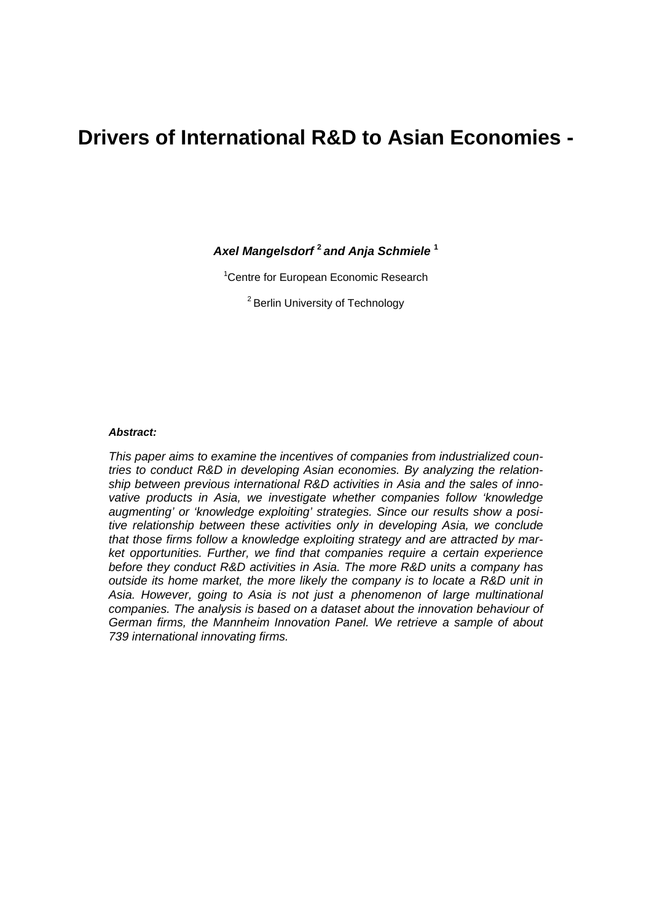# Drivers of International R&D to Asian Economies -

***Axel Mangelsdorf*** [2] ***and Anja Schmiele*** [1]

[1]Centre for European Economic Research

[2] Berlin University of Technology

***Abstract:***

*This paper aims to examine the incentives of companies from industrialized countries to conduct R&D in developing Asian economies. By analyzing the relationship between previous international R&D activities in Asia and the sales of innovative products in Asia, we investigate whether companies follow 'knowledge augmenting' or 'knowledge exploiting' strategies. Since our results show a positive relationship between these activities only in developing Asia, we conclude that those firms follow a knowledge exploiting strategy and are attracted by market opportunities. Further, we find that companies require a certain experience before they conduct R&D activities in Asia. The more R&D units a company has outside its home market, the more likely the company is to locate a R&D unit in Asia. However, going to Asia is not just a phenomenon of large multinational companies. The analysis is based on a dataset about the innovation behaviour of German firms, the Mannheim Innovation Panel. We retrieve a sample of about 739 international innovating firms.*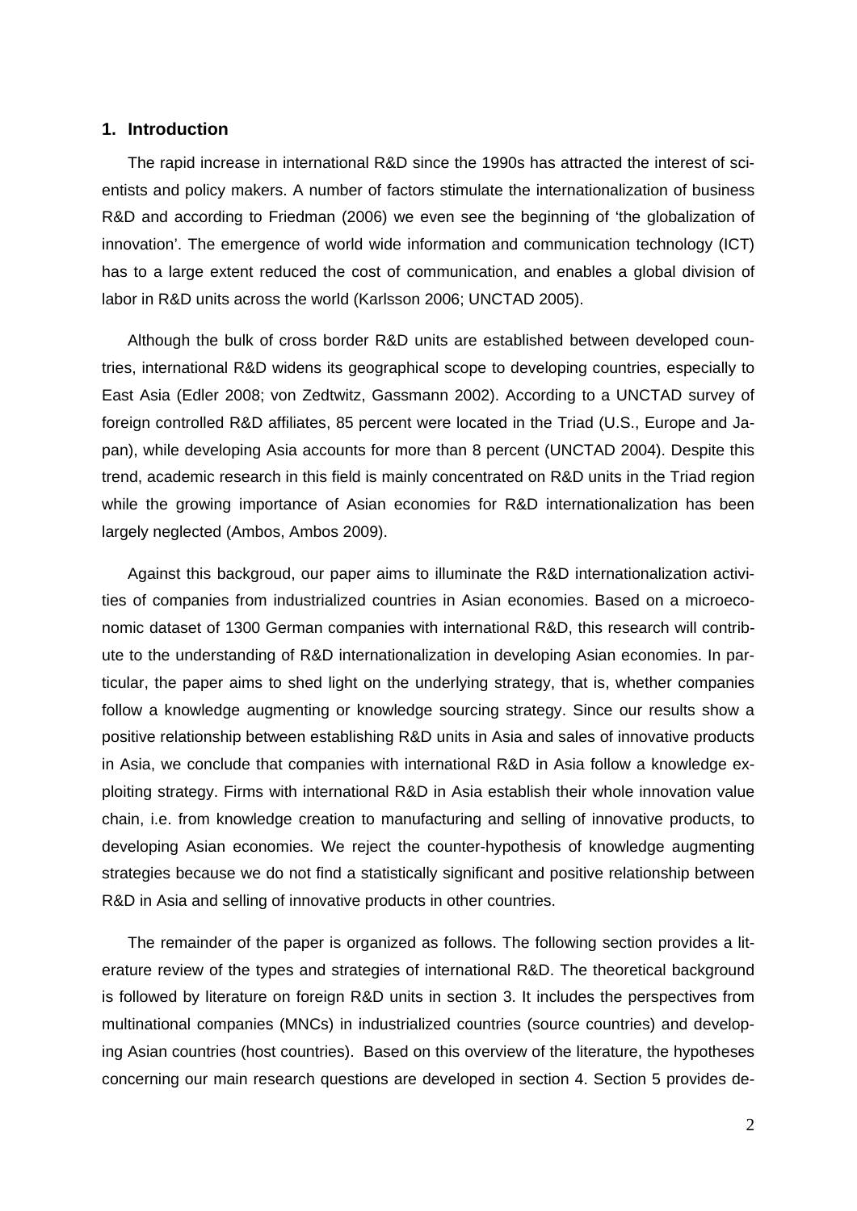## 1. Introduction

The rapid increase in international R&D since the 1990s has attracted the interest of scientists and policy makers. A number of factors stimulate the internationalization of business R&D and according to Friedman (2006) we even see the beginning of 'the globalization of innovation'. The emergence of world wide information and communication technology (ICT) has to a large extent reduced the cost of communication, and enables a global division of labor in R&D units across the world (Karlsson 2006; UNCTAD 2005).

Although the bulk of cross border R&D units are established between developed countries, international R&D widens its geographical scope to developing countries, especially to East Asia (Edler 2008; von Zedtwitz, Gassmann 2002). According to a UNCTAD survey of foreign controlled R&D affiliates, 85 percent were located in the Triad (U.S., Europe and Japan), while developing Asia accounts for more than 8 percent (UNCTAD 2004). Despite this trend, academic research in this field is mainly concentrated on R&D units in the Triad region while the growing importance of Asian economies for R&D internationalization has been largely neglected (Ambos, Ambos 2009).

Against this backgroud, our paper aims to illuminate the R&D internationalization activities of companies from industrialized countries in Asian economies. Based on a microeconomic dataset of 1300 German companies with international R&D, this research will contribute to the understanding of R&D internationalization in developing Asian economies. In particular, the paper aims to shed light on the underlying strategy, that is, whether companies follow a knowledge augmenting or knowledge sourcing strategy. Since our results show a positive relationship between establishing R&D units in Asia and sales of innovative products in Asia, we conclude that companies with international R&D in Asia follow a knowledge exploiting strategy. Firms with international R&D in Asia establish their whole innovation value chain, i.e. from knowledge creation to manufacturing and selling of innovative products, to developing Asian economies. We reject the counter-hypothesis of knowledge augmenting strategies because we do not find a statistically significant and positive relationship between R&D in Asia and selling of innovative products in other countries.

The remainder of the paper is organized as follows. The following section provides a literature review of the types and strategies of international R&D. The theoretical background is followed by literature on foreign R&D units in section 3. It includes the perspectives from multinational companies (MNCs) in industrialized countries (source countries) and developing Asian countries (host countries). Based on this overview of the literature, the hypotheses concerning our main research questions are developed in section 4. Section 5 provides de-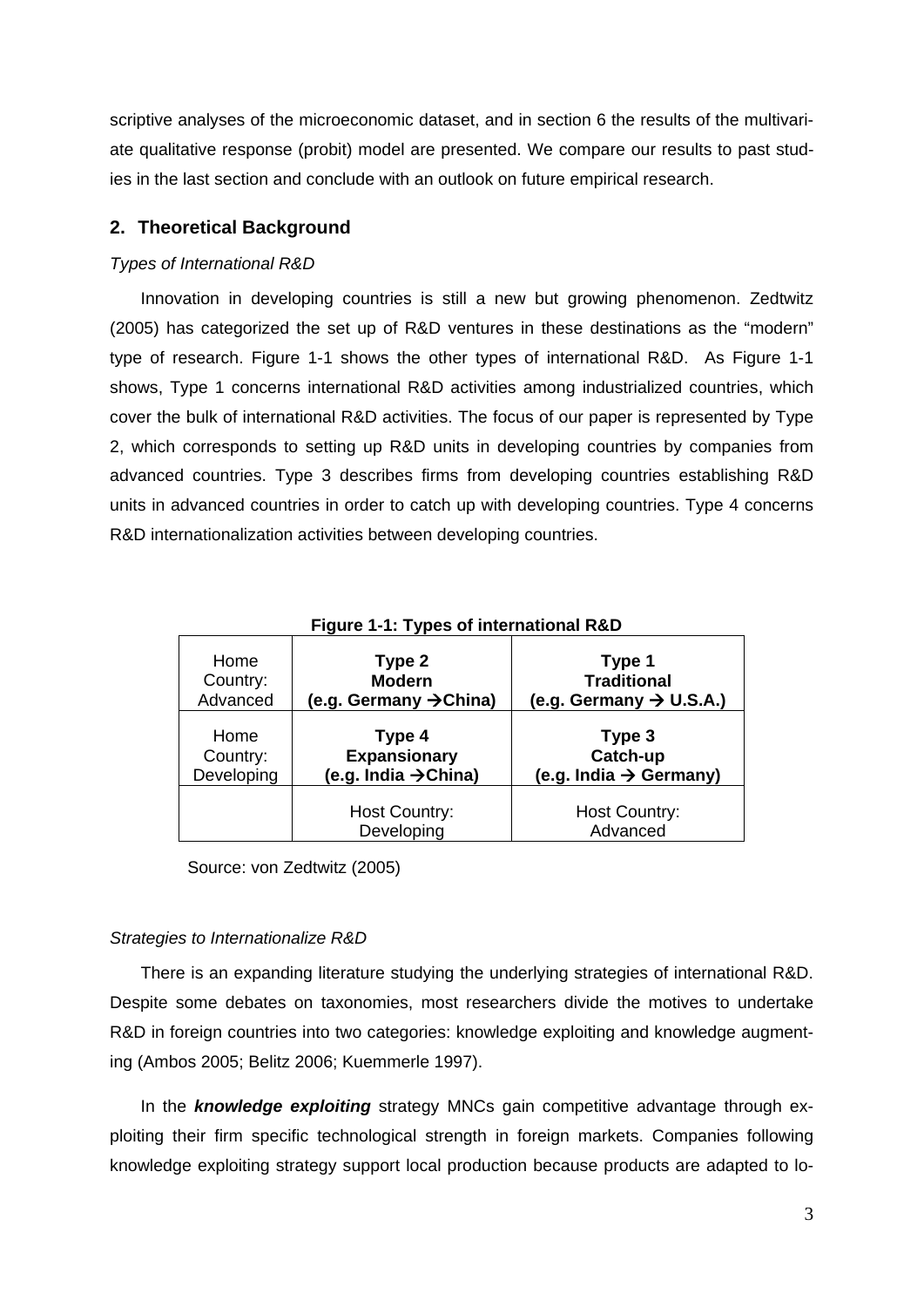scriptive analyses of the microeconomic dataset, and in section 6 the results of the multivariate qualitative response (probit) model are presented. We compare our results to past studies in the last section and conclude with an outlook on future empirical research.

## 2. Theoretical Background

### *Types of International R&D*

Innovation in developing countries is still a new but growing phenomenon. Zedtwitz (2005) has categorized the set up of R&D ventures in these destinations as the "modern" type of research. Figure 1-1 shows the other types of international R&D. As Figure 1-1 shows, Type 1 concerns international R&D activities among industrialized countries, which cover the bulk of international R&D activities. The focus of our paper is represented by Type 2, which corresponds to setting up R&D units in developing countries by companies from advanced countries. Type 3 describes firms from developing countries establishing R&D units in advanced countries in order to catch up with developing countries. Type 4 concerns R&D internationalization activities between developing countries.

**Figure 1-1: Types of international R&D**

| | | |
|---|---|---|
| Home Country: Advanced | **Type 2 Modern (e.g. Germany →China)** | **Type 1 Traditional (e.g. Germany → U.S.A.)** |
| Home Country: Developing | **Type 4 Expansionary (e.g. India →China)** | **Type 3 Catch-up (e.g. India → Germany)** |
| | Host Country: Developing | Host Country: Advanced |

Source: von Zedtwitz (2005)

### *Strategies to Internationalize R&D*

There is an expanding literature studying the underlying strategies of international R&D. Despite some debates on taxonomies, most researchers divide the motives to undertake R&D in foreign countries into two categories: knowledge exploiting and knowledge augmenting (Ambos 2005; Belitz 2006; Kuemmerle 1997).

In the ***knowledge exploiting*** strategy MNCs gain competitive advantage through exploiting their firm specific technological strength in foreign markets. Companies following knowledge exploiting strategy support local production because products are adapted to lo-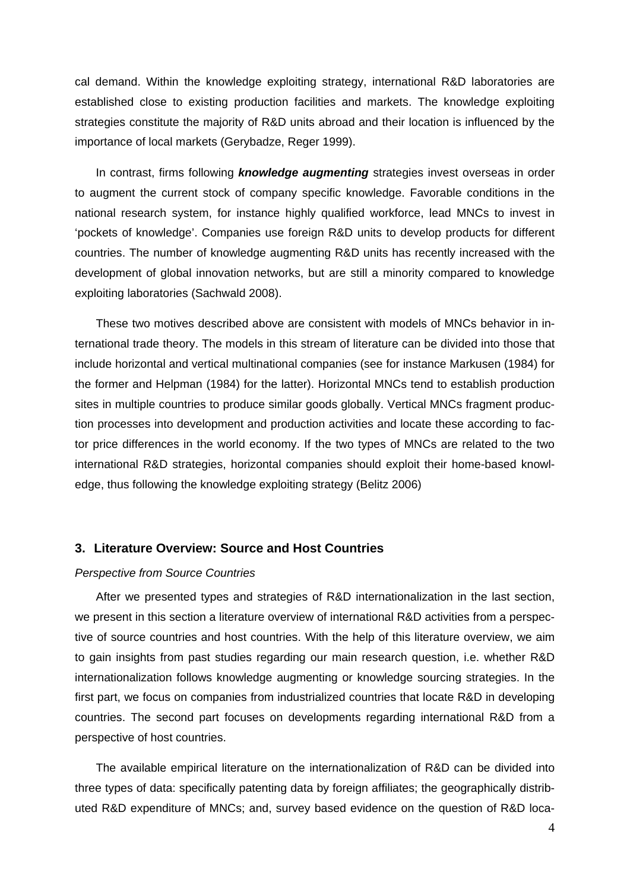cal demand. Within the knowledge exploiting strategy, international R&D laboratories are established close to existing production facilities and markets. The knowledge exploiting strategies constitute the majority of R&D units abroad and their location is influenced by the importance of local markets (Gerybadze, Reger 1999).

In contrast, firms following ***knowledge augmenting*** strategies invest overseas in order to augment the current stock of company specific knowledge. Favorable conditions in the national research system, for instance highly qualified workforce, lead MNCs to invest in 'pockets of knowledge'. Companies use foreign R&D units to develop products for different countries. The number of knowledge augmenting R&D units has recently increased with the development of global innovation networks, but are still a minority compared to knowledge exploiting laboratories (Sachwald 2008).

These two motives described above are consistent with models of MNCs behavior in international trade theory. The models in this stream of literature can be divided into those that include horizontal and vertical multinational companies (see for instance Markusen (1984) for the former and Helpman (1984) for the latter). Horizontal MNCs tend to establish production sites in multiple countries to produce similar goods globally. Vertical MNCs fragment production processes into development and production activities and locate these according to factor price differences in the world economy. If the two types of MNCs are related to the two international R&D strategies, horizontal companies should exploit their home-based knowledge, thus following the knowledge exploiting strategy (Belitz 2006)

## 3. Literature Overview: Source and Host Countries

*Perspective from Source Countries*

After we presented types and strategies of R&D internationalization in the last section, we present in this section a literature overview of international R&D activities from a perspective of source countries and host countries. With the help of this literature overview, we aim to gain insights from past studies regarding our main research question, i.e. whether R&D internationalization follows knowledge augmenting or knowledge sourcing strategies. In the first part, we focus on companies from industrialized countries that locate R&D in developing countries. The second part focuses on developments regarding international R&D from a perspective of host countries.

The available empirical literature on the internationalization of R&D can be divided into three types of data: specifically patenting data by foreign affiliates; the geographically distributed R&D expenditure of MNCs; and, survey based evidence on the question of R&D loca-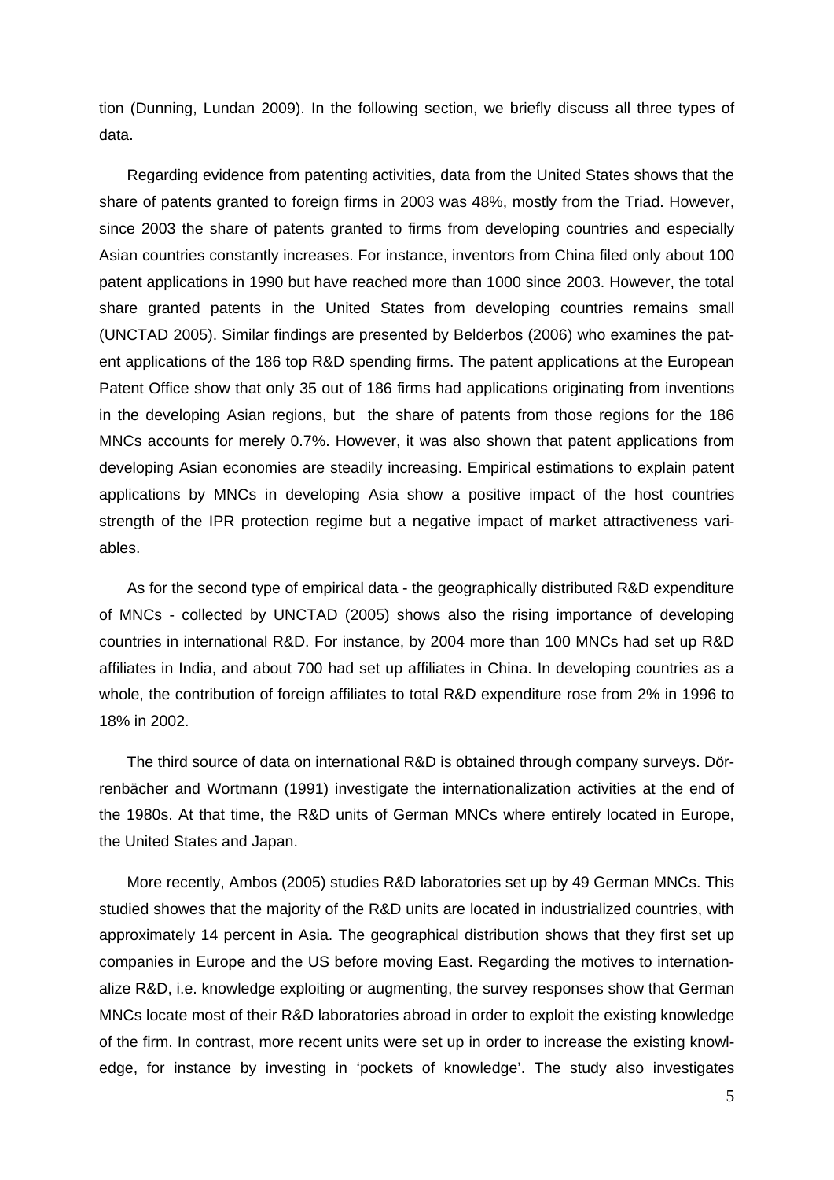tion (Dunning, Lundan 2009). In the following section, we briefly discuss all three types of data.

Regarding evidence from patenting activities, data from the United States shows that the share of patents granted to foreign firms in 2003 was 48%, mostly from the Triad. However, since 2003 the share of patents granted to firms from developing countries and especially Asian countries constantly increases. For instance, inventors from China filed only about 100 patent applications in 1990 but have reached more than 1000 since 2003. However, the total share granted patents in the United States from developing countries remains small (UNCTAD 2005). Similar findings are presented by Belderbos (2006) who examines the patent applications of the 186 top R&D spending firms. The patent applications at the European Patent Office show that only 35 out of 186 firms had applications originating from inventions in the developing Asian regions, but the share of patents from those regions for the 186 MNCs accounts for merely 0.7%. However, it was also shown that patent applications from developing Asian economies are steadily increasing. Empirical estimations to explain patent applications by MNCs in developing Asia show a positive impact of the host countries strength of the IPR protection regime but a negative impact of market attractiveness variables.

As for the second type of empirical data - the geographically distributed R&D expenditure of MNCs - collected by UNCTAD (2005) shows also the rising importance of developing countries in international R&D. For instance, by 2004 more than 100 MNCs had set up R&D affiliates in India, and about 700 had set up affiliates in China. In developing countries as a whole, the contribution of foreign affiliates to total R&D expenditure rose from 2% in 1996 to 18% in 2002.

The third source of data on international R&D is obtained through company surveys. Dörrenbächer and Wortmann (1991) investigate the internationalization activities at the end of the 1980s. At that time, the R&D units of German MNCs where entirely located in Europe, the United States and Japan.

More recently, Ambos (2005) studies R&D laboratories set up by 49 German MNCs. This studied showes that the majority of the R&D units are located in industrialized countries, with approximately 14 percent in Asia. The geographical distribution shows that they first set up companies in Europe and the US before moving East. Regarding the motives to internationalize R&D, i.e. knowledge exploiting or augmenting, the survey responses show that German MNCs locate most of their R&D laboratories abroad in order to exploit the existing knowledge of the firm. In contrast, more recent units were set up in order to increase the existing knowledge, for instance by investing in 'pockets of knowledge'. The study also investigates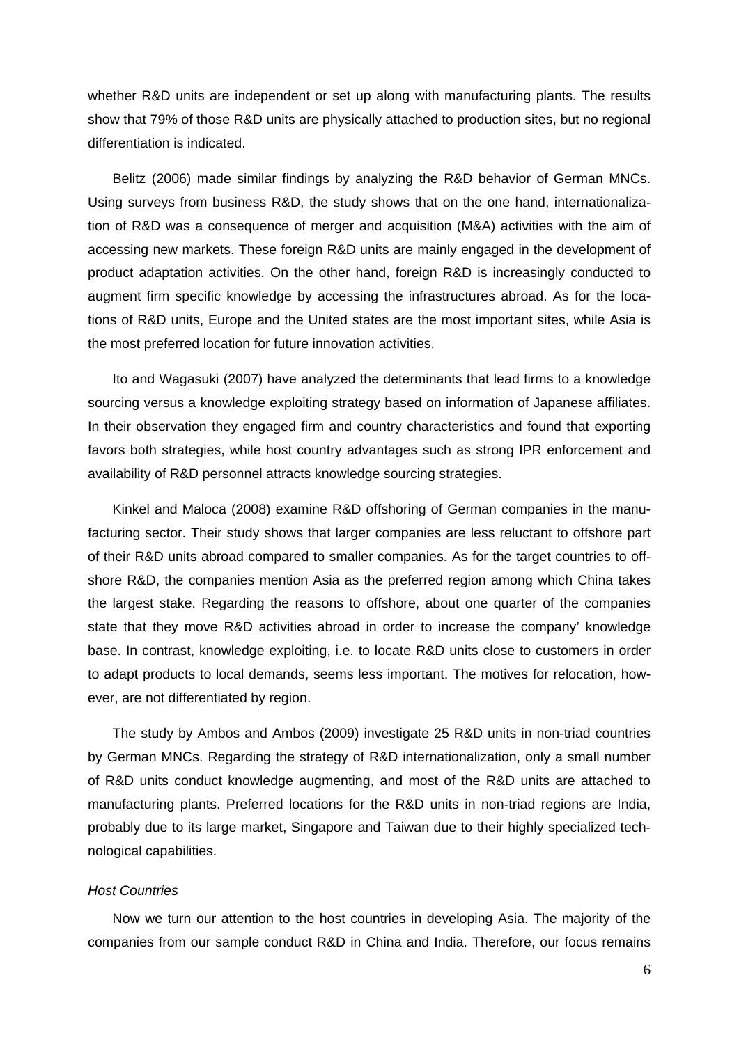whether R&D units are independent or set up along with manufacturing plants. The results show that 79% of those R&D units are physically attached to production sites, but no regional differentiation is indicated.

Belitz (2006) made similar findings by analyzing the R&D behavior of German MNCs. Using surveys from business R&D, the study shows that on the one hand, internationalization of R&D was a consequence of merger and acquisition (M&A) activities with the aim of accessing new markets. These foreign R&D units are mainly engaged in the development of product adaptation activities. On the other hand, foreign R&D is increasingly conducted to augment firm specific knowledge by accessing the infrastructures abroad. As for the locations of R&D units, Europe and the United states are the most important sites, while Asia is the most preferred location for future innovation activities.

Ito and Wagasuki (2007) have analyzed the determinants that lead firms to a knowledge sourcing versus a knowledge exploiting strategy based on information of Japanese affiliates. In their observation they engaged firm and country characteristics and found that exporting favors both strategies, while host country advantages such as strong IPR enforcement and availability of R&D personnel attracts knowledge sourcing strategies.

Kinkel and Maloca (2008) examine R&D offshoring of German companies in the manufacturing sector. Their study shows that larger companies are less reluctant to offshore part of their R&D units abroad compared to smaller companies. As for the target countries to offshore R&D, the companies mention Asia as the preferred region among which China takes the largest stake. Regarding the reasons to offshore, about one quarter of the companies state that they move R&D activities abroad in order to increase the company' knowledge base. In contrast, knowledge exploiting, i.e. to locate R&D units close to customers in order to adapt products to local demands, seems less important. The motives for relocation, however, are not differentiated by region.

The study by Ambos and Ambos (2009) investigate 25 R&D units in non-triad countries by German MNCs. Regarding the strategy of R&D internationalization, only a small number of R&D units conduct knowledge augmenting, and most of the R&D units are attached to manufacturing plants. Preferred locations for the R&D units in non-triad regions are India, probably due to its large market, Singapore and Taiwan due to their highly specialized technological capabilities.

*Host Countries*

Now we turn our attention to the host countries in developing Asia. The majority of the companies from our sample conduct R&D in China and India. Therefore, our focus remains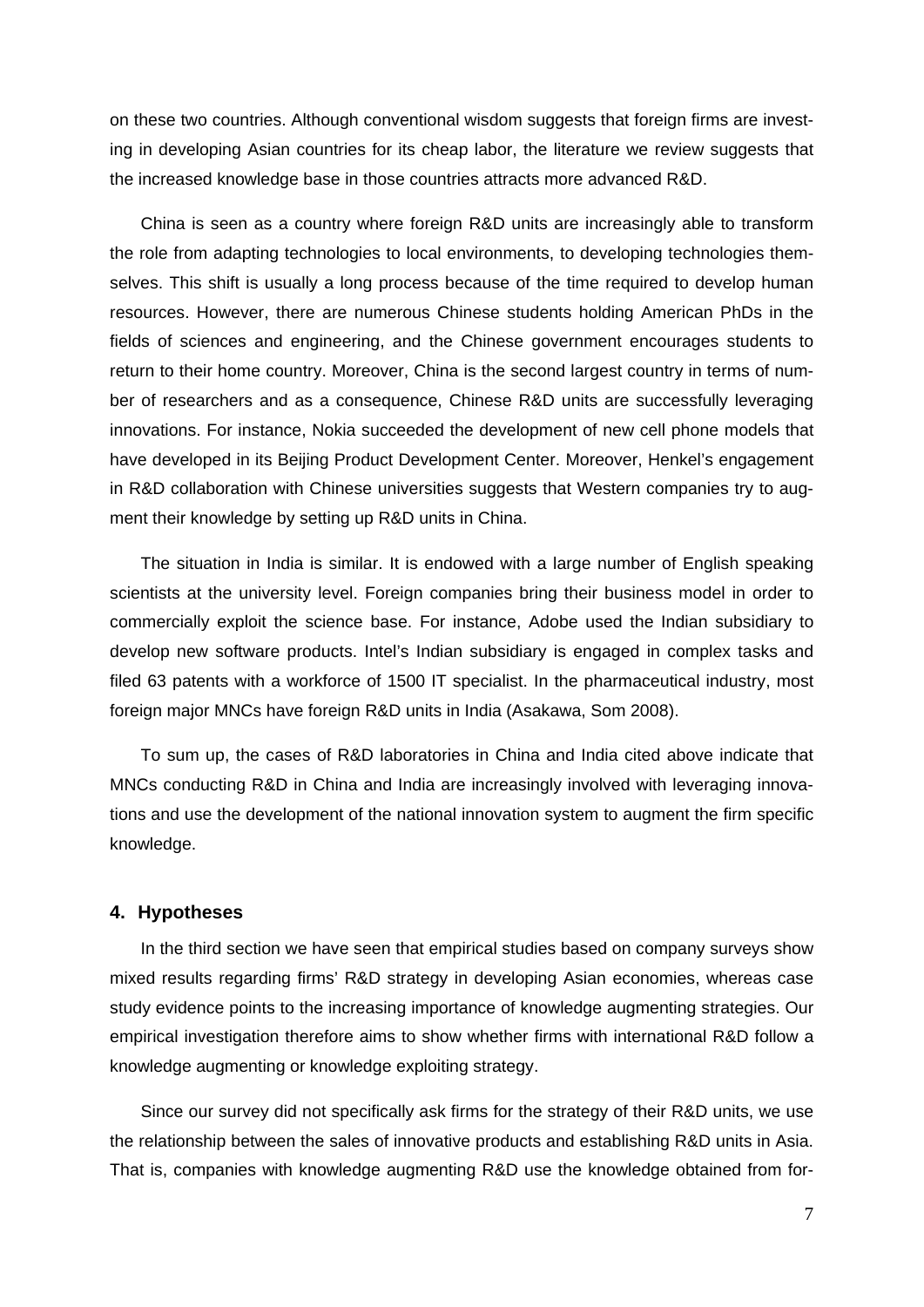on these two countries. Although conventional wisdom suggests that foreign firms are investing in developing Asian countries for its cheap labor, the literature we review suggests that the increased knowledge base in those countries attracts more advanced R&D.

China is seen as a country where foreign R&D units are increasingly able to transform the role from adapting technologies to local environments, to developing technologies themselves. This shift is usually a long process because of the time required to develop human resources. However, there are numerous Chinese students holding American PhDs in the fields of sciences and engineering, and the Chinese government encourages students to return to their home country. Moreover, China is the second largest country in terms of number of researchers and as a consequence, Chinese R&D units are successfully leveraging innovations. For instance, Nokia succeeded the development of new cell phone models that have developed in its Beijing Product Development Center. Moreover, Henkel's engagement in R&D collaboration with Chinese universities suggests that Western companies try to augment their knowledge by setting up R&D units in China.

The situation in India is similar. It is endowed with a large number of English speaking scientists at the university level. Foreign companies bring their business model in order to commercially exploit the science base. For instance, Adobe used the Indian subsidiary to develop new software products. Intel's Indian subsidiary is engaged in complex tasks and filed 63 patents with a workforce of 1500 IT specialist. In the pharmaceutical industry, most foreign major MNCs have foreign R&D units in India (Asakawa, Som 2008).

To sum up, the cases of R&D laboratories in China and India cited above indicate that MNCs conducting R&D in China and India are increasingly involved with leveraging innovations and use the development of the national innovation system to augment the firm specific knowledge.

## 4. Hypotheses

In the third section we have seen that empirical studies based on company surveys show mixed results regarding firms' R&D strategy in developing Asian economies, whereas case study evidence points to the increasing importance of knowledge augmenting strategies. Our empirical investigation therefore aims to show whether firms with international R&D follow a knowledge augmenting or knowledge exploiting strategy.

Since our survey did not specifically ask firms for the strategy of their R&D units, we use the relationship between the sales of innovative products and establishing R&D units in Asia. That is, companies with knowledge augmenting R&D use the knowledge obtained from for-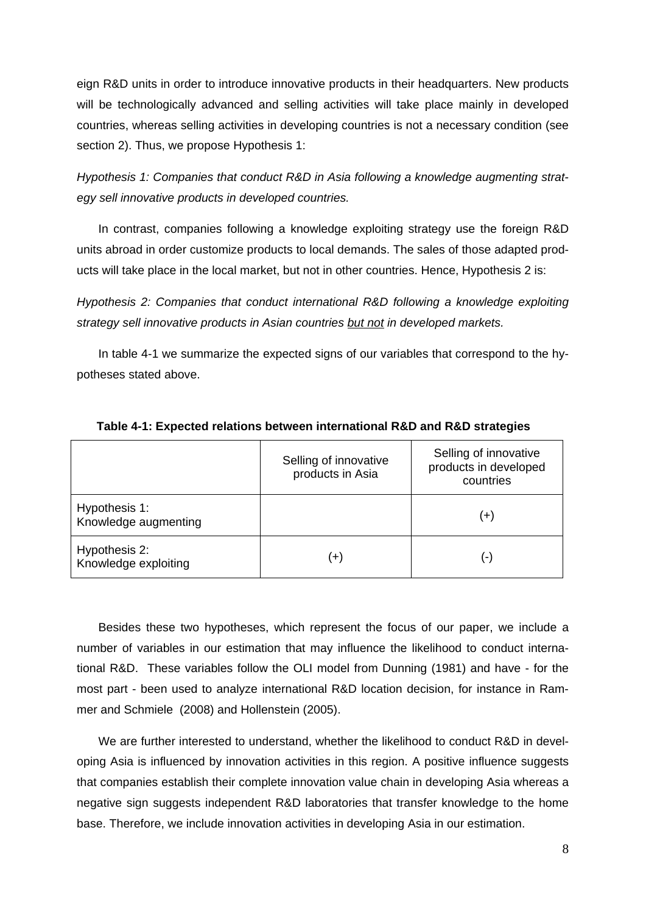eign R&D units in order to introduce innovative products in their headquarters. New products will be technologically advanced and selling activities will take place mainly in developed countries, whereas selling activities in developing countries is not a necessary condition (see section 2). Thus, we propose Hypothesis 1:

*Hypothesis 1: Companies that conduct R&D in Asia following a knowledge augmenting strategy sell innovative products in developed countries.*

In contrast, companies following a knowledge exploiting strategy use the foreign R&D units abroad in order customize products to local demands. The sales of those adapted products will take place in the local market, but not in other countries. Hence, Hypothesis 2 is:

*Hypothesis 2: Companies that conduct international R&D following a knowledge exploiting strategy sell innovative products in Asian countries <u>but not</u> in developed markets.*

In table 4-1 we summarize the expected signs of our variables that correspond to the hypotheses stated above.

**Table 4-1: Expected relations between international R&D and R&D strategies**

| | Selling of innovative products in Asia | Selling of innovative products in developed countries |
|---|---|---|
| Hypothesis 1: Knowledge augmenting | | (+) |
| Hypothesis 2: Knowledge exploiting | (+) | (-) |

Besides these two hypotheses, which represent the focus of our paper, we include a number of variables in our estimation that may influence the likelihood to conduct international R&D. These variables follow the OLI model from Dunning (1981) and have - for the most part - been used to analyze international R&D location decision, for instance in Rammer and Schmiele (2008) and Hollenstein (2005).

We are further interested to understand, whether the likelihood to conduct R&D in developing Asia is influenced by innovation activities in this region. A positive influence suggests that companies establish their complete innovation value chain in developing Asia whereas a negative sign suggests independent R&D laboratories that transfer knowledge to the home base. Therefore, we include innovation activities in developing Asia in our estimation.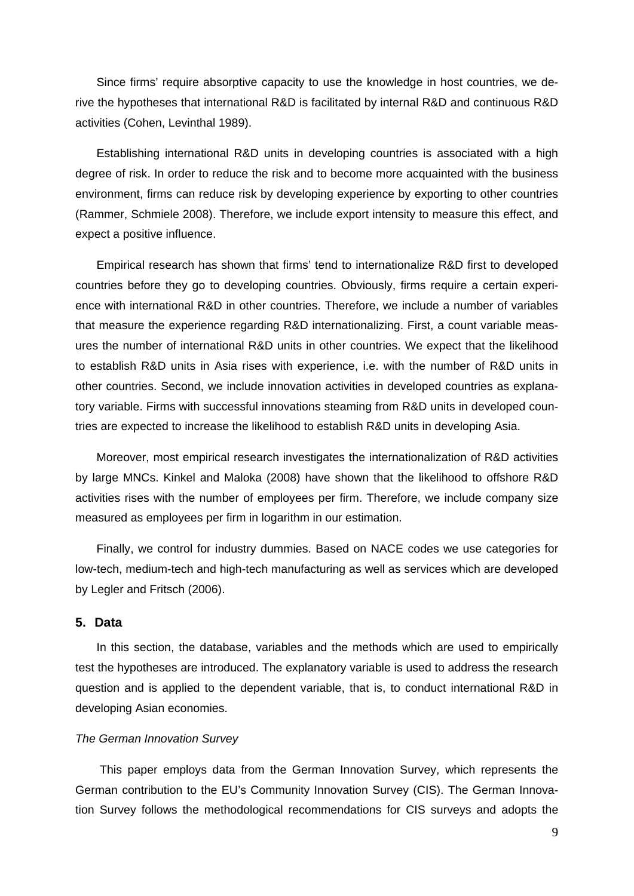Since firms' require absorptive capacity to use the knowledge in host countries, we derive the hypotheses that international R&D is facilitated by internal R&D and continuous R&D activities (Cohen, Levinthal 1989).

Establishing international R&D units in developing countries is associated with a high degree of risk. In order to reduce the risk and to become more acquainted with the business environment, firms can reduce risk by developing experience by exporting to other countries (Rammer, Schmiele 2008). Therefore, we include export intensity to measure this effect, and expect a positive influence.

Empirical research has shown that firms' tend to internationalize R&D first to developed countries before they go to developing countries. Obviously, firms require a certain experience with international R&D in other countries. Therefore, we include a number of variables that measure the experience regarding R&D internationalizing. First, a count variable measures the number of international R&D units in other countries. We expect that the likelihood to establish R&D units in Asia rises with experience, i.e. with the number of R&D units in other countries. Second, we include innovation activities in developed countries as explanatory variable. Firms with successful innovations steaming from R&D units in developed countries are expected to increase the likelihood to establish R&D units in developing Asia.

Moreover, most empirical research investigates the internationalization of R&D activities by large MNCs. Kinkel and Maloka (2008) have shown that the likelihood to offshore R&D activities rises with the number of employees per firm. Therefore, we include company size measured as employees per firm in logarithm in our estimation.

Finally, we control for industry dummies. Based on NACE codes we use categories for low-tech, medium-tech and high-tech manufacturing as well as services which are developed by Legler and Fritsch (2006).

## 5. Data

In this section, the database, variables and the methods which are used to empirically test the hypotheses are introduced. The explanatory variable is used to address the research question and is applied to the dependent variable, that is, to conduct international R&D in developing Asian economies.

*The German Innovation Survey*

This paper employs data from the German Innovation Survey, which represents the German contribution to the EU's Community Innovation Survey (CIS). The German Innovation Survey follows the methodological recommendations for CIS surveys and adopts the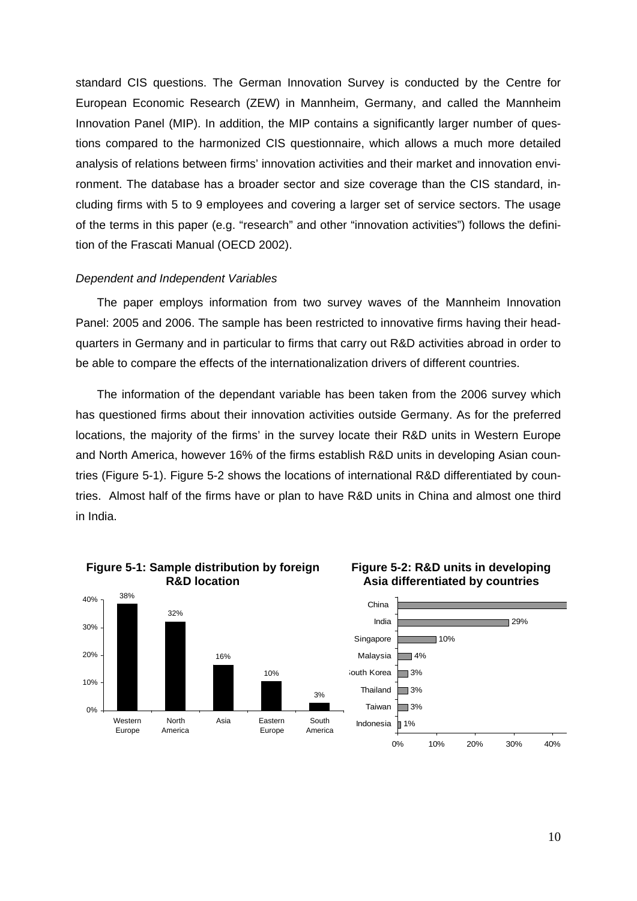standard CIS questions. The German Innovation Survey is conducted by the Centre for European Economic Research (ZEW) in Mannheim, Germany, and called the Mannheim Innovation Panel (MIP). In addition, the MIP contains a significantly larger number of questions compared to the harmonized CIS questionnaire, which allows a much more detailed analysis of relations between firms' innovation activities and their market and innovation environment. The database has a broader sector and size coverage than the CIS standard, including firms with 5 to 9 employees and covering a larger set of service sectors. The usage of the terms in this paper (e.g. "research" and other "innovation activities") follows the definition of the Frascati Manual (OECD 2002).

*Dependent and Independent Variables*

The paper employs information from two survey waves of the Mannheim Innovation Panel: 2005 and 2006. The sample has been restricted to innovative firms having their headquarters in Germany and in particular to firms that carry out R&D activities abroad in order to be able to compare the effects of the internationalization drivers of different countries.

The information of the dependant variable has been taken from the 2006 survey which has questioned firms about their innovation activities outside Germany. As for the preferred locations, the majority of the firms' in the survey locate their R&D units in Western Europe and North America, however 16% of the firms establish R&D units in developing Asian countries (Figure 5-1). Figure 5-2 shows the locations of international R&D differentiated by countries. Almost half of the firms have or plan to have R&D units in China and almost one third in India.

**Figure 5-1: Sample distribution by foreign R&D location**

| Location | Share |
|---|---|
| Western Europe | 38% |
| North America | 32% |
| Asia | 16% |
| Eastern Europe | 10% |
| South America | 3% |

**Figure 5-2: R&D units in developing Asia differentiated by countries**

| Country | Share |
|---|---|
| China | |
| India | 29% |
| Singapore | 10% |
| Malaysia | 4% |
| South Korea | 3% |
| Thailand | 3% |
| Taiwan | 3% |
| Indonesia | 1% |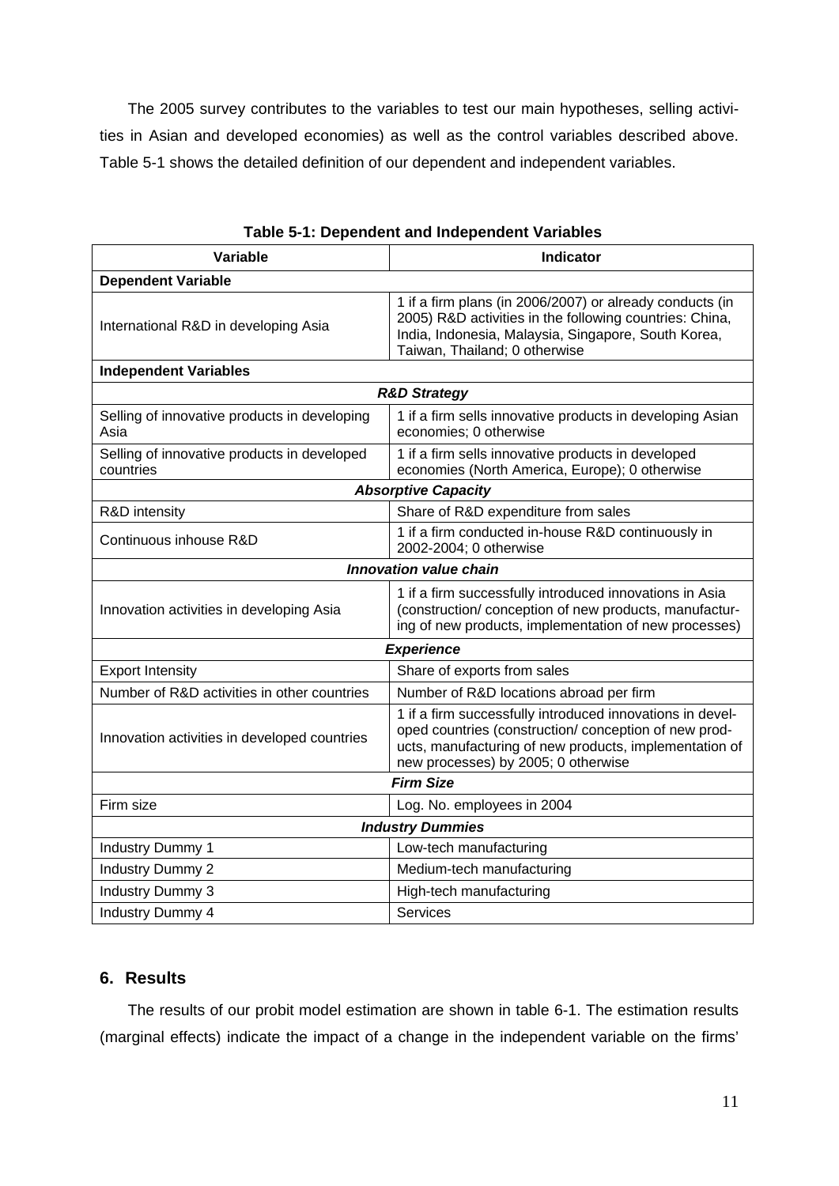The 2005 survey contributes to the variables to test our main hypotheses, selling activities in Asian and developed economies) as well as the control variables described above. Table 5-1 shows the detailed definition of our dependent and independent variables.

**Table 5-1: Dependent and Independent Variables**

| Variable | Indicator |
|---|---|
| **Dependent Variable** | |
| International R&D in developing Asia | 1 if a firm plans (in 2006/2007) or already conducts (in 2005) R&D activities in the following countries: China, India, Indonesia, Malaysia, Singapore, South Korea, Taiwan, Thailand; 0 otherwise |
| **Independent Variables** | |
| ***R&D Strategy*** | |
| Selling of innovative products in developing Asia | 1 if a firm sells innovative products in developing Asian economies; 0 otherwise |
| Selling of innovative products in developed countries | 1 if a firm sells innovative products in developed economies (North America, Europe); 0 otherwise |
| ***Absorptive Capacity*** | |
| R&D intensity | Share of R&D expenditure from sales |
| Continuous inhouse R&D | 1 if a firm conducted in-house R&D continuously in 2002-2004; 0 otherwise |
| ***Innovation value chain*** | |
| Innovation activities in developing Asia | 1 if a firm successfully introduced innovations in Asia (construction/ conception of new products, manufacturing of new products, implementation of new processes) |
| ***Experience*** | |
| Export Intensity | Share of exports from sales |
| Number of R&D activities in other countries | Number of R&D locations abroad per firm |
| Innovation activities in developed countries | 1 if a firm successfully introduced innovations in developed countries (construction/ conception of new products, manufacturing of new products, implementation of new processes) by 2005; 0 otherwise |
| ***Firm Size*** | |
| Firm size | Log. No. employees in 2004 |
| ***Industry Dummies*** | |
| Industry Dummy 1 | Low-tech manufacturing |
| Industry Dummy 2 | Medium-tech manufacturing |
| Industry Dummy 3 | High-tech manufacturing |
| Industry Dummy 4 | Services |

## 6. Results

The results of our probit model estimation are shown in table 6-1. The estimation results (marginal effects) indicate the impact of a change in the independent variable on the firms'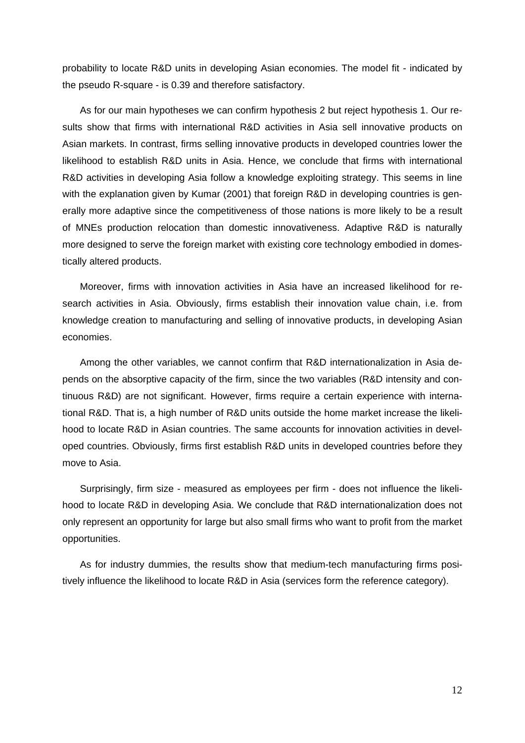probability to locate R&D units in developing Asian economies. The model fit - indicated by the pseudo R-square - is 0.39 and therefore satisfactory.

As for our main hypotheses we can confirm hypothesis 2 but reject hypothesis 1. Our results show that firms with international R&D activities in Asia sell innovative products on Asian markets. In contrast, firms selling innovative products in developed countries lower the likelihood to establish R&D units in Asia. Hence, we conclude that firms with international R&D activities in developing Asia follow a knowledge exploiting strategy. This seems in line with the explanation given by Kumar (2001) that foreign R&D in developing countries is generally more adaptive since the competitiveness of those nations is more likely to be a result of MNEs production relocation than domestic innovativeness. Adaptive R&D is naturally more designed to serve the foreign market with existing core technology embodied in domestically altered products.

Moreover, firms with innovation activities in Asia have an increased likelihood for research activities in Asia. Obviously, firms establish their innovation value chain, i.e. from knowledge creation to manufacturing and selling of innovative products, in developing Asian economies.

Among the other variables, we cannot confirm that R&D internationalization in Asia depends on the absorptive capacity of the firm, since the two variables (R&D intensity and continuous R&D) are not significant. However, firms require a certain experience with international R&D. That is, a high number of R&D units outside the home market increase the likelihood to locate R&D in Asian countries. The same accounts for innovation activities in developed countries. Obviously, firms first establish R&D units in developed countries before they move to Asia.

Surprisingly, firm size - measured as employees per firm - does not influence the likelihood to locate R&D in developing Asia. We conclude that R&D internationalization does not only represent an opportunity for large but also small firms who want to profit from the market opportunities.

As for industry dummies, the results show that medium-tech manufacturing firms positively influence the likelihood to locate R&D in Asia (services form the reference category).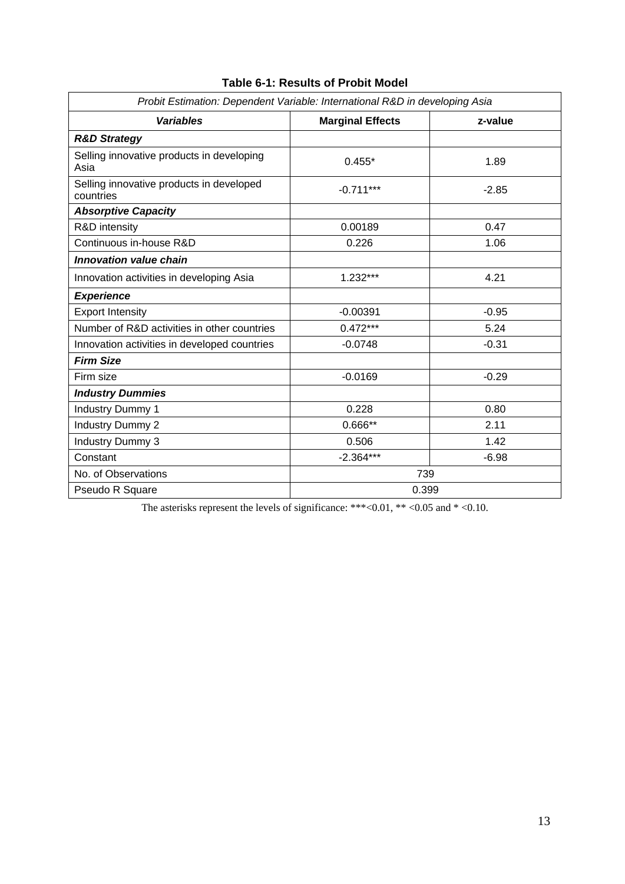**Table 6-1: Results of Probit Model**

| *Probit Estimation: Dependent Variable: International R&D in developing Asia* | | |
|---|---|---|
| ***Variables*** | **Marginal Effects** | **z-value** |
| ***R&D Strategy*** | | |
| Selling innovative products in developing Asia | 0.455* | 1.89 |
| Selling innovative products in developed countries | -0.711*** | -2.85 |
| ***Absorptive Capacity*** | | |
| R&D intensity | 0.00189 | 0.47 |
| Continuous in-house R&D | 0.226 | 1.06 |
| ***Innovation value chain*** | | |
| Innovation activities in developing Asia | 1.232*** | 4.21 |
| ***Experience*** | | |
| Export Intensity | -0.00391 | -0.95 |
| Number of R&D activities in other countries | 0.472*** | 5.24 |
| Innovation activities in developed countries | -0.0748 | -0.31 |
| ***Firm Size*** | | |
| Firm size | -0.0169 | -0.29 |
| ***Industry Dummies*** | | |
| Industry Dummy 1 | 0.228 | 0.80 |
| Industry Dummy 2 | 0.666** | 2.11 |
| Industry Dummy 3 | 0.506 | 1.42 |
| Constant | -2.364*** | -6.98 |
| No. of Observations | 739 | |
| Pseudo R Square | 0.399 | |

The asterisks represent the levels of significance: ***<0.01, ** <0.05 and * <0.10.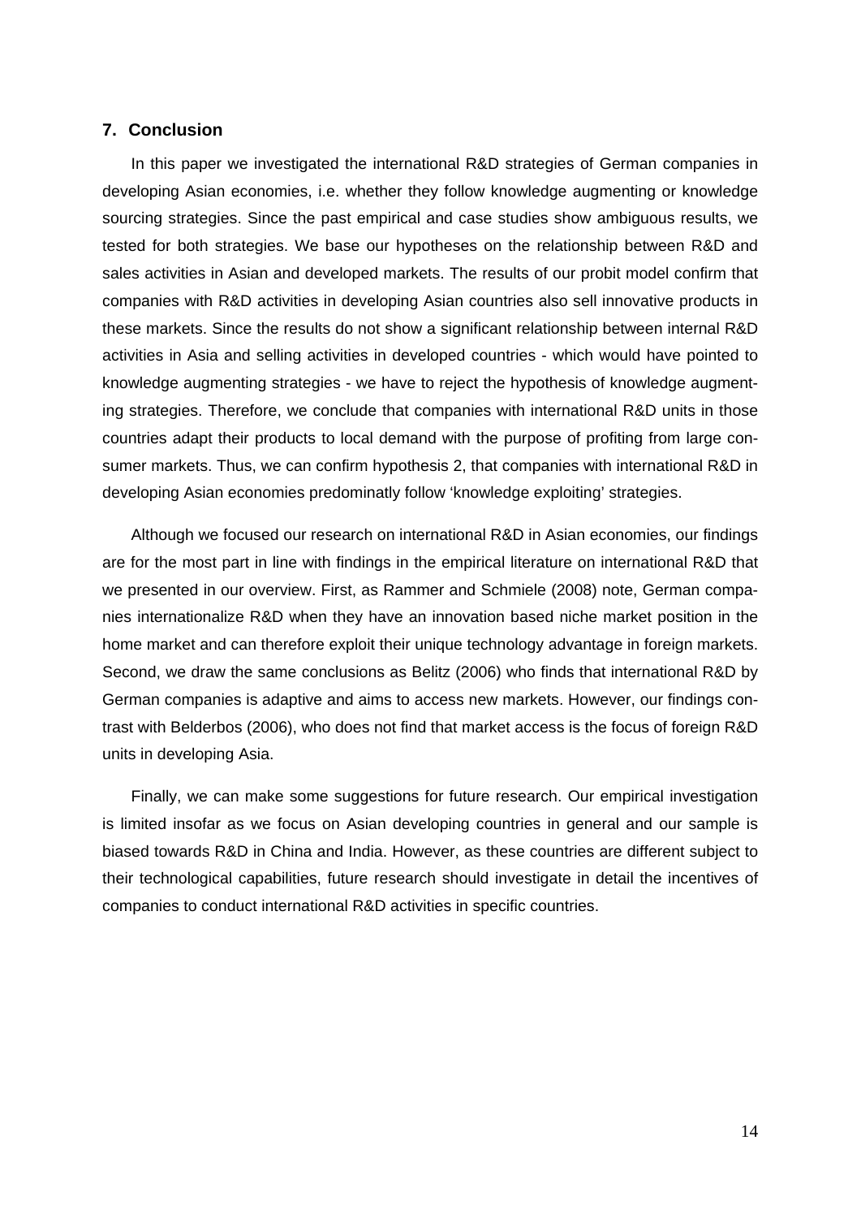## 7. Conclusion

In this paper we investigated the international R&D strategies of German companies in developing Asian economies, i.e. whether they follow knowledge augmenting or knowledge sourcing strategies. Since the past empirical and case studies show ambiguous results, we tested for both strategies. We base our hypotheses on the relationship between R&D and sales activities in Asian and developed markets. The results of our probit model confirm that companies with R&D activities in developing Asian countries also sell innovative products in these markets. Since the results do not show a significant relationship between internal R&D activities in Asia and selling activities in developed countries - which would have pointed to knowledge augmenting strategies - we have to reject the hypothesis of knowledge augmenting strategies. Therefore, we conclude that companies with international R&D units in those countries adapt their products to local demand with the purpose of profiting from large consumer markets. Thus, we can confirm hypothesis 2, that companies with international R&D in developing Asian economies predominatly follow 'knowledge exploiting' strategies.

Although we focused our research on international R&D in Asian economies, our findings are for the most part in line with findings in the empirical literature on international R&D that we presented in our overview. First, as Rammer and Schmiele (2008) note, German companies internationalize R&D when they have an innovation based niche market position in the home market and can therefore exploit their unique technology advantage in foreign markets. Second, we draw the same conclusions as Belitz (2006) who finds that international R&D by German companies is adaptive and aims to access new markets. However, our findings contrast with Belderbos (2006), who does not find that market access is the focus of foreign R&D units in developing Asia.

Finally, we can make some suggestions for future research. Our empirical investigation is limited insofar as we focus on Asian developing countries in general and our sample is biased towards R&D in China and India. However, as these countries are different subject to their technological capabilities, future research should investigate in detail the incentives of companies to conduct international R&D activities in specific countries.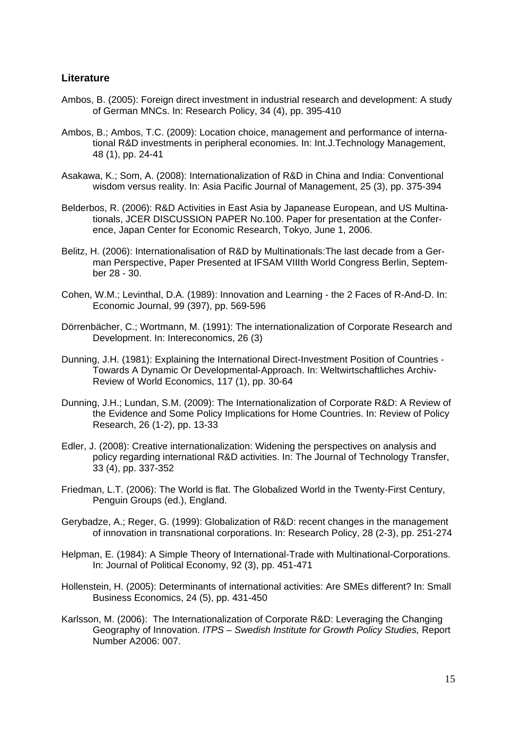## Literature

Ambos, B. (2005): Foreign direct investment in industrial research and development: A study of German MNCs. In: Research Policy, 34 (4), pp. 395-410

Ambos, B.; Ambos, T.C. (2009): Location choice, management and performance of international R&D investments in peripheral economies. In: Int.J.Technology Management, 48 (1), pp. 24-41

Asakawa, K.; Som, A. (2008): Internationalization of R&D in China and India: Conventional wisdom versus reality. In: Asia Pacific Journal of Management, 25 (3), pp. 375-394

Belderbos, R. (2006): R&D Activities in East Asia by Japanease European, and US Multinationals, JCER DISCUSSION PAPER No.100. Paper for presentation at the Conference, Japan Center for Economic Research, Tokyo, June 1, 2006.

Belitz, H. (2006): Internationalisation of R&D by Multinationals:The last decade from a German Perspective, Paper Presented at IFSAM VIIIth World Congress Berlin, September 28 - 30.

Cohen, W.M.; Levinthal, D.A. (1989): Innovation and Learning - the 2 Faces of R-And-D. In: Economic Journal, 99 (397), pp. 569-596

Dörrenbächer, C.; Wortmann, M. (1991): The internationalization of Corporate Research and Development. In: Intereconomics, 26 (3)

Dunning, J.H. (1981): Explaining the International Direct-Investment Position of Countries - Towards A Dynamic Or Developmental-Approach. In: Weltwirtschaftliches Archiv-Review of World Economics, 117 (1), pp. 30-64

Dunning, J.H.; Lundan, S.M. (2009): The Internationalization of Corporate R&D: A Review of the Evidence and Some Policy Implications for Home Countries. In: Review of Policy Research, 26 (1-2), pp. 13-33

Edler, J. (2008): Creative internationalization: Widening the perspectives on analysis and policy regarding international R&D activities. In: The Journal of Technology Transfer, 33 (4), pp. 337-352

Friedman, L.T. (2006): The World is flat. The Globalized World in the Twenty-First Century, Penguin Groups (ed.), England.

Gerybadze, A.; Reger, G. (1999): Globalization of R&D: recent changes in the management of innovation in transnational corporations. In: Research Policy, 28 (2-3), pp. 251-274

Helpman, E. (1984): A Simple Theory of International-Trade with Multinational-Corporations. In: Journal of Political Economy, 92 (3), pp. 451-471

Hollenstein, H. (2005): Determinants of international activities: Are SMEs different? In: Small Business Economics, 24 (5), pp. 431-450

Karlsson, M. (2006): The Internationalization of Corporate R&D: Leveraging the Changing Geography of Innovation. *ITPS – Swedish Institute for Growth Policy Studies,* Report Number A2006: 007.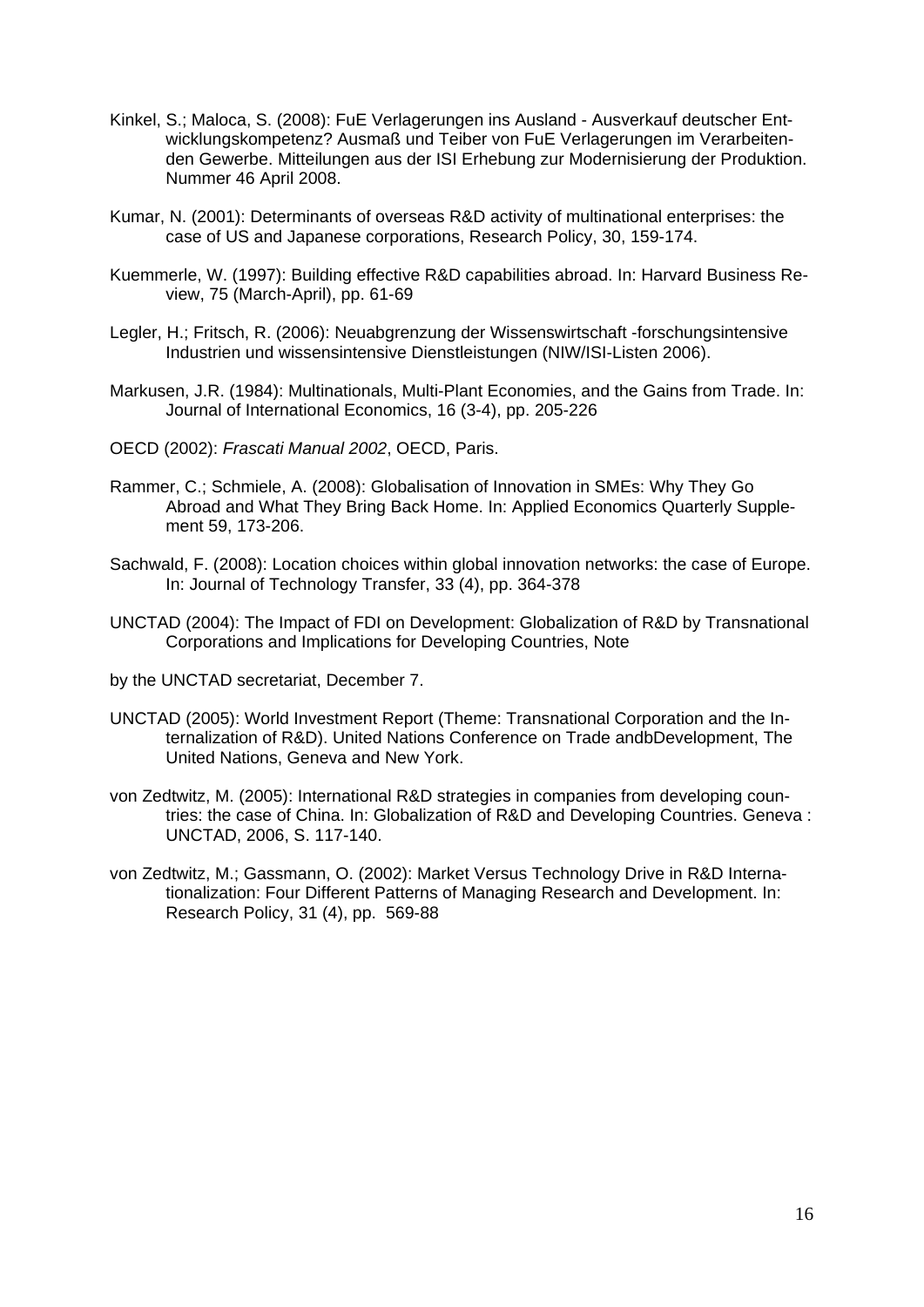Kinkel, S.; Maloca, S. (2008): FuE Verlagerungen ins Ausland - Ausverkauf deutscher Entwicklungskompetenz? Ausmaß und Teiber von FuE Verlagerungen im Verarbeitenden Gewerbe. Mitteilungen aus der ISI Erhebung zur Modernisierung der Produktion. Nummer 46 April 2008.

Kumar, N. (2001): Determinants of overseas R&D activity of multinational enterprises: the case of US and Japanese corporations, Research Policy, 30, 159-174.

Kuemmerle, W. (1997): Building effective R&D capabilities abroad. In: Harvard Business Review, 75 (March-April), pp. 61-69

Legler, H.; Fritsch, R. (2006): Neuabgrenzung der Wissenswirtschaft -forschungsintensive Industrien und wissensintensive Dienstleistungen (NIW/ISI-Listen 2006).

Markusen, J.R. (1984): Multinationals, Multi-Plant Economies, and the Gains from Trade. In: Journal of International Economics, 16 (3-4), pp. 205-226

OECD (2002): *Frascati Manual 2002*, OECD, Paris.

Rammer, C.; Schmiele, A. (2008): Globalisation of Innovation in SMEs: Why They Go Abroad and What They Bring Back Home. In: Applied Economics Quarterly Supplement 59, 173-206.

Sachwald, F. (2008): Location choices within global innovation networks: the case of Europe. In: Journal of Technology Transfer, 33 (4), pp. 364-378

UNCTAD (2004): The Impact of FDI on Development: Globalization of R&D by Transnational Corporations and Implications for Developing Countries, Note

by the UNCTAD secretariat, December 7.

UNCTAD (2005): World Investment Report (Theme: Transnational Corporation and the Internalization of R&D). United Nations Conference on Trade andbDevelopment, The United Nations, Geneva and New York.

von Zedtwitz, M. (2005): International R&D strategies in companies from developing countries: the case of China. In: Globalization of R&D and Developing Countries. Geneva : UNCTAD, 2006, S. 117-140.

von Zedtwitz, M.; Gassmann, O. (2002): Market Versus Technology Drive in R&D Internationalization: Four Different Patterns of Managing Research and Development. In: Research Policy, 31 (4), pp. 569-88